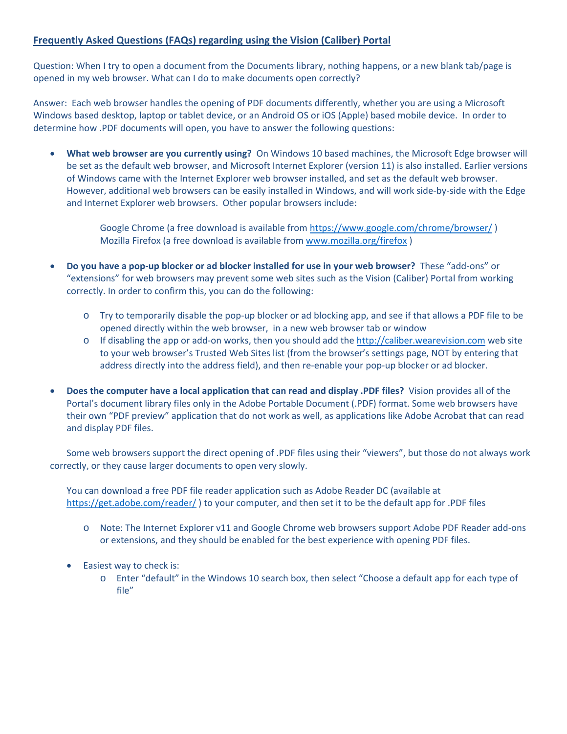## Frequently Asked Questions (FAQs) regarding using the Vision (Caliber) Portal

Question: When I try to open a document from the Documents library, nothing happens, or a new blank tab/page is opened in my web browser. What can I do to make documents open correctly?

Answer: Each web browser handles the opening of PDF documents differently, whether you are using a Microsoft Windows based desktop, laptop or tablet device, or an Android OS or iOS (Apple) based mobile device. In order to determine how .PDF documents will open, you have to answer the following questions:

- **What web browser are you currently using?** On Windows 10 based machines, the Microsoft Edge browser will be set as the default web browser, and Microsoft Internet Explorer (version 11) is also installed. Earlier versions of Windows came with the Internet Explorer web browser installed, and set as the default web browser. However, additional web browsers can be easily installed in Windows, and will work side-by-side with the Edge and Internet Explorer web browsers. Other popular browsers include:

  Google Chrome (a free download is available from https://www.google.com/chrome/browser/ )
  Mozilla Firefox (a free download is available from www.mozilla.org/firefox )

- **Do you have a pop-up blocker or ad blocker installed for use in your web browser?** These "add-ons" or "extensions" for web browsers may prevent some web sites such as the Vision (Caliber) Portal from working correctly. In order to confirm this, you can do the following:
  - Try to temporarily disable the pop-up blocker or ad blocking app, and see if that allows a PDF file to be opened directly within the web browser, in a new web browser tab or window
  - If disabling the app or add-on works, then you should add the http://caliber.wearevision.com web site to your web browser's Trusted Web Sites list (from the browser's settings page, NOT by entering that address directly into the address field), and then re-enable your pop-up blocker or ad blocker.

- **Does the computer have a local application that can read and display .PDF files?** Vision provides all of the Portal's document library files only in the Adobe Portable Document (.PDF) format. Some web browsers have their own "PDF preview" application that do not work as well, as applications like Adobe Acrobat that can read and display PDF files.

  Some web browsers support the direct opening of .PDF files using their "viewers", but those do not always work correctly, or they cause larger documents to open very slowly.

  You can download a free PDF file reader application such as Adobe Reader DC (available at https://get.adobe.com/reader/ ) to your computer, and then set it to be the default app for .PDF files

  - Note: The Internet Explorer v11 and Google Chrome web browsers support Adobe PDF Reader add-ons or extensions, and they should be enabled for the best experience with opening PDF files.

  - Easiest way to check is:
    - Enter "default" in the Windows 10 search box, then select "Choose a default app for each type of file"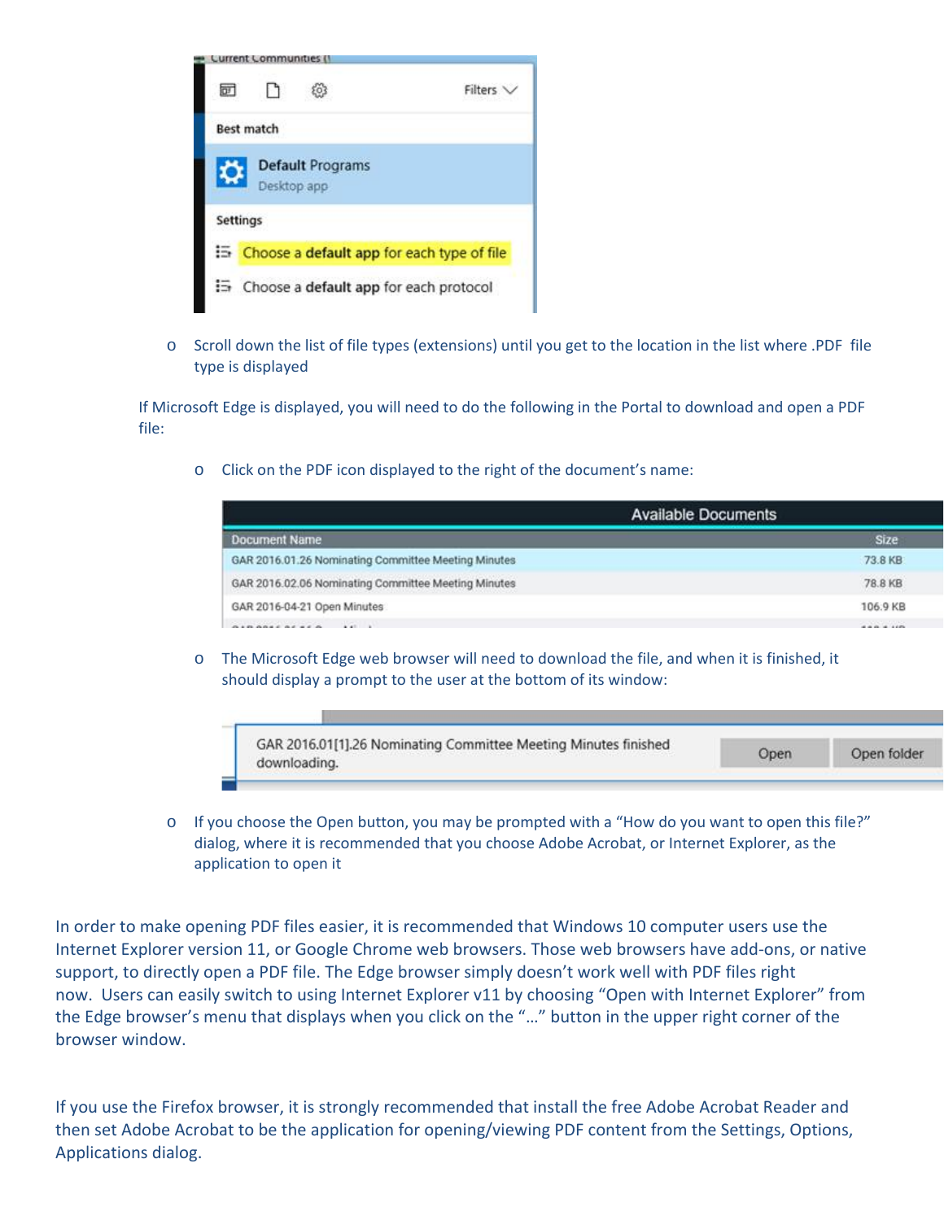- Scroll down the list of file types (extensions) until you get to the location in the list where .PDF file type is displayed

If Microsoft Edge is displayed, you will need to do the following in the Portal to download and open a PDF file:

- Click on the PDF icon displayed to the right of the document's name:

- The Microsoft Edge web browser will need to download the file, and when it is finished, it should display a prompt to the user at the bottom of its window:

- If you choose the Open button, you may be prompted with a "How do you want to open this file?" dialog, where it is recommended that you choose Adobe Acrobat, or Internet Explorer, as the application to open it

In order to make opening PDF files easier, it is recommended that Windows 10 computer users use the Internet Explorer version 11, or Google Chrome web browsers. Those web browsers have add-ons, or native support, to directly open a PDF file. The Edge browser simply doesn't work well with PDF files right now. Users can easily switch to using Internet Explorer v11 by choosing "Open with Internet Explorer" from the Edge browser's menu that displays when you click on the "…" button in the upper right corner of the browser window.

If you use the Firefox browser, it is strongly recommended that install the free Adobe Acrobat Reader and then set Adobe Acrobat to be the application for opening/viewing PDF content from the Settings, Options, Applications dialog.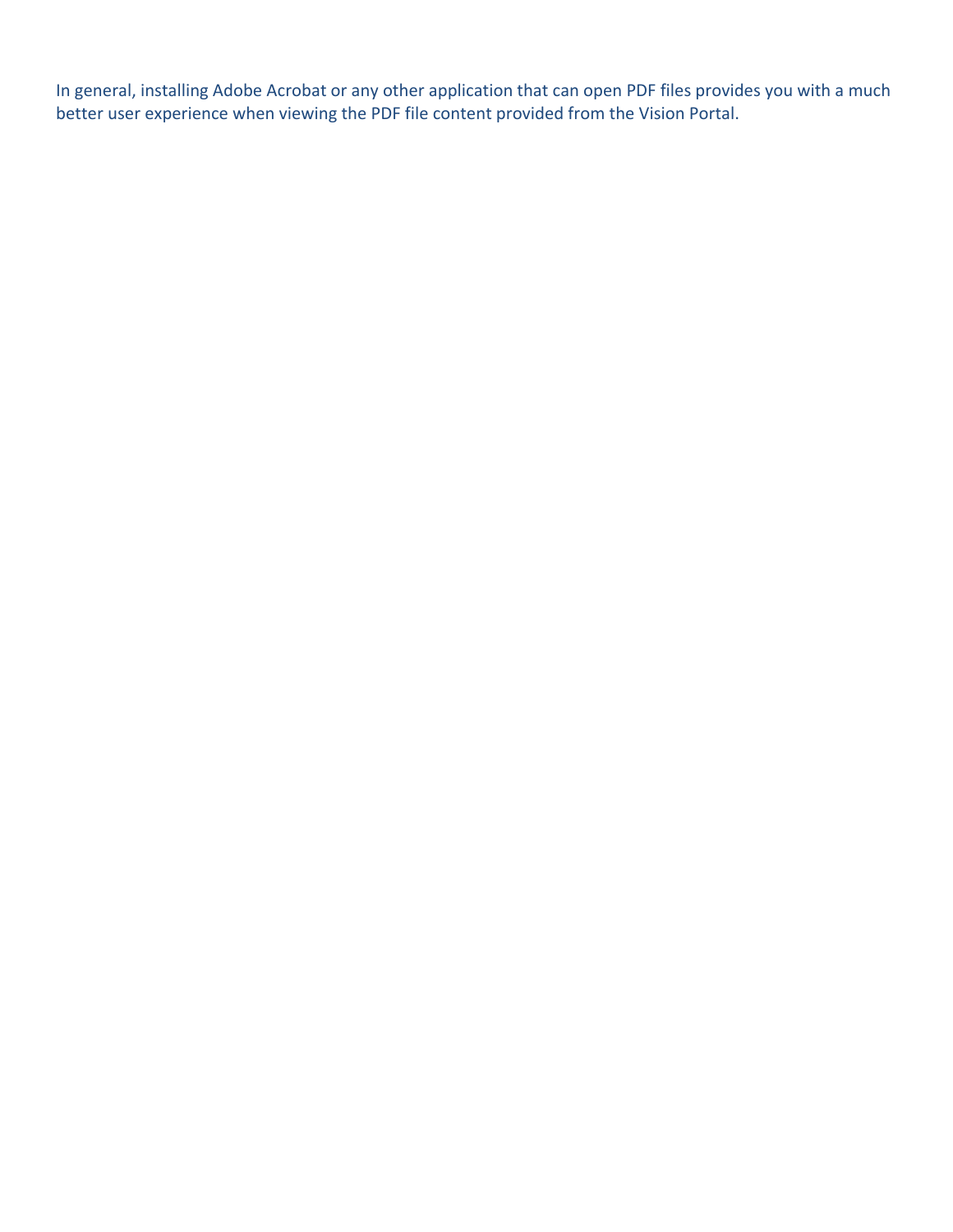In general, installing Adobe Acrobat or any other application that can open PDF files provides you with a much better user experience when viewing the PDF file content provided from the Vision Portal.